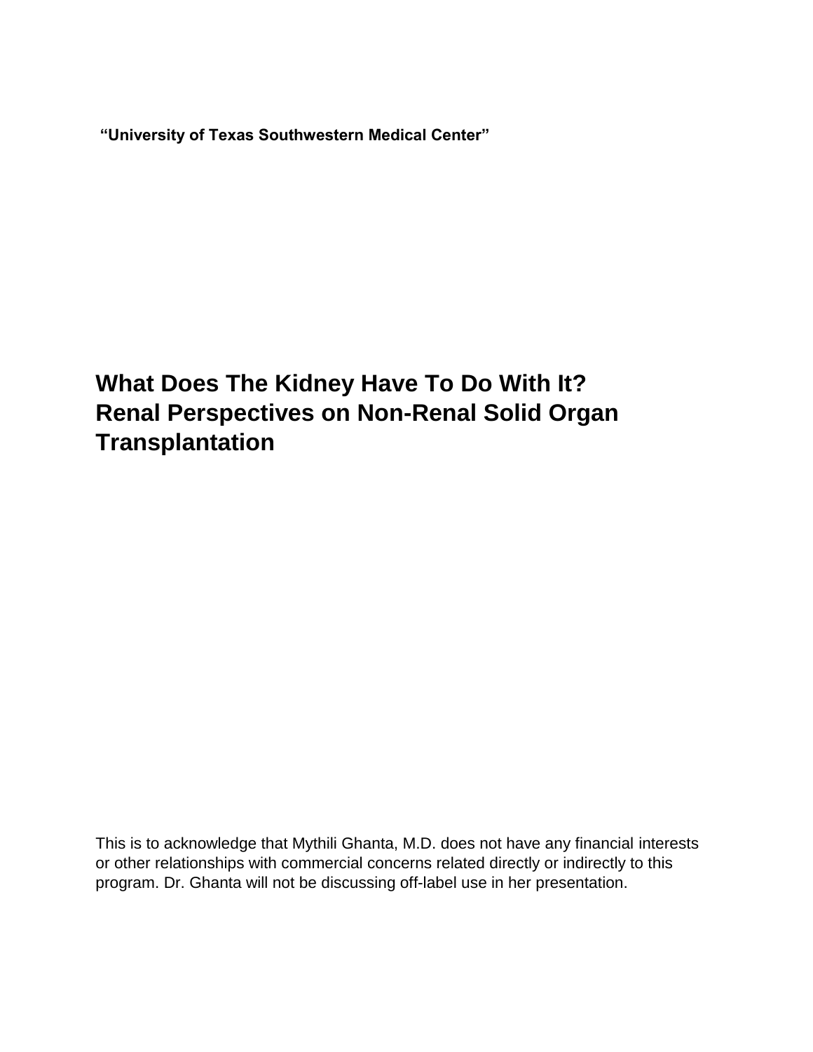**“University of Texas Southwestern Medical Center”**

# What Does The Kidney Have To Do With It? Renal Perspectives on Non-Renal Solid Organ Transplantation

This is to acknowledge that Mythili Ghanta, M.D. does not have any financial interests or other relationships with commercial concerns related directly or indirectly to this program. Dr. Ghanta will not be discussing off-label use in her presentation.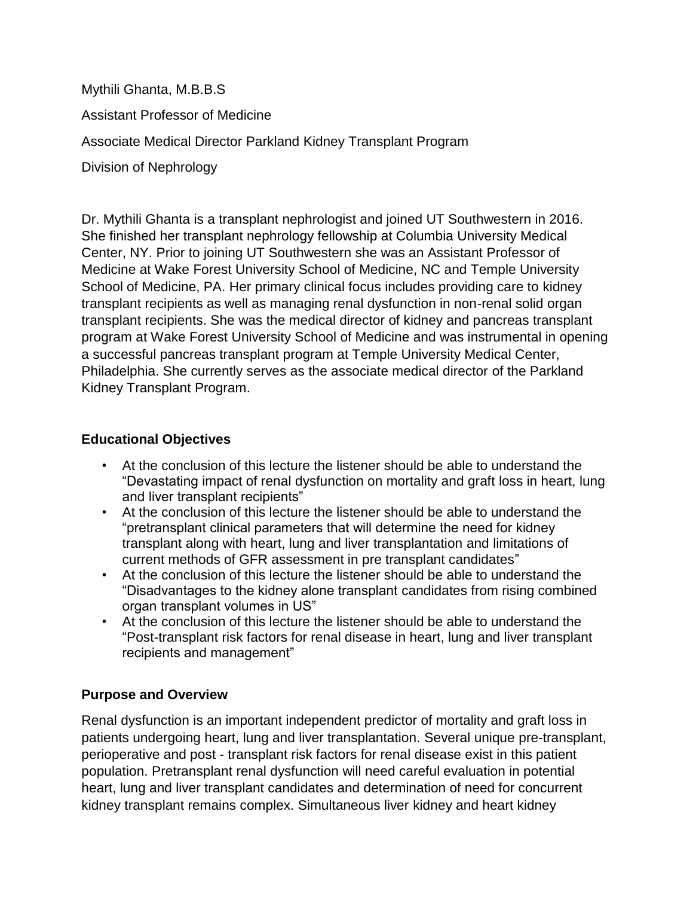Mythili Ghanta, M.B.B.S

Assistant Professor of Medicine

Associate Medical Director Parkland Kidney Transplant Program

Division of Nephrology

Dr. Mythili Ghanta is a transplant nephrologist and joined UT Southwestern in 2016. She finished her transplant nephrology fellowship at Columbia University Medical Center, NY. Prior to joining UT Southwestern she was an Assistant Professor of Medicine at Wake Forest University School of Medicine, NC and Temple University School of Medicine, PA. Her primary clinical focus includes providing care to kidney transplant recipients as well as managing renal dysfunction in non-renal solid organ transplant recipients. She was the medical director of kidney and pancreas transplant program at Wake Forest University School of Medicine and was instrumental in opening a successful pancreas transplant program at Temple University Medical Center, Philadelphia. She currently serves as the associate medical director of the Parkland Kidney Transplant Program.

**Educational Objectives**

- At the conclusion of this lecture the listener should be able to understand the "Devastating impact of renal dysfunction on mortality and graft loss in heart, lung and liver transplant recipients"
- At the conclusion of this lecture the listener should be able to understand the "pretransplant clinical parameters that will determine the need for kidney transplant along with heart, lung and liver transplantation and limitations of current methods of GFR assessment in pre transplant candidates"
- At the conclusion of this lecture the listener should be able to understand the "Disadvantages to the kidney alone transplant candidates from rising combined organ transplant volumes in US"
- At the conclusion of this lecture the listener should be able to understand the "Post-transplant risk factors for renal disease in heart, lung and liver transplant recipients and management"

**Purpose and Overview**

Renal dysfunction is an important independent predictor of mortality and graft loss in patients undergoing heart, lung and liver transplantation. Several unique pre-transplant, perioperative and post - transplant risk factors for renal disease exist in this patient population. Pretransplant renal dysfunction will need careful evaluation in potential heart, lung and liver transplant candidates and determination of need for concurrent kidney transplant remains complex. Simultaneous liver kidney and heart kidney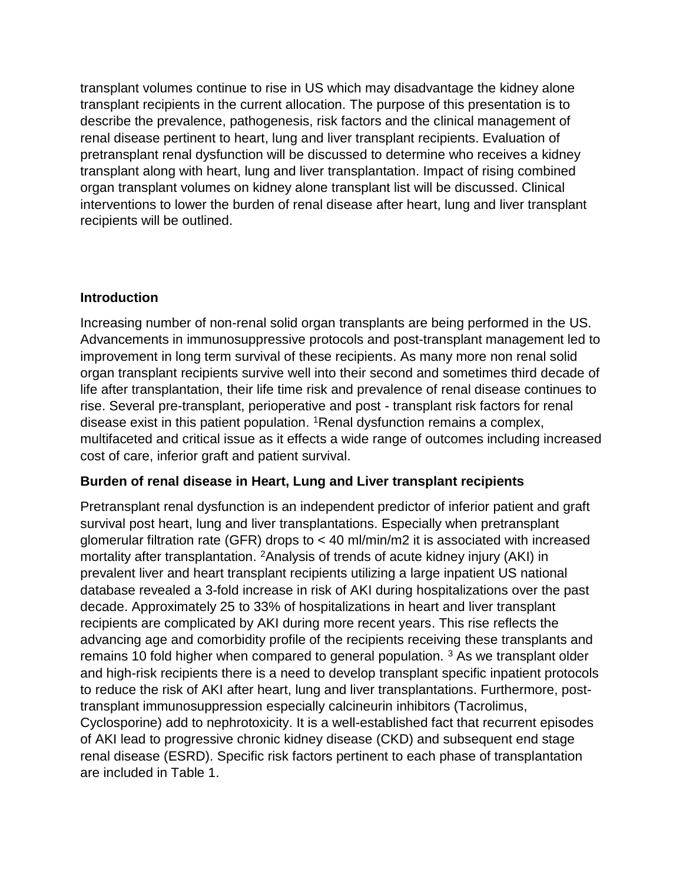transplant volumes continue to rise in US which may disadvantage the kidney alone transplant recipients in the current allocation. The purpose of this presentation is to describe the prevalence, pathogenesis, risk factors and the clinical management of renal disease pertinent to heart, lung and liver transplant recipients. Evaluation of pretransplant renal dysfunction will be discussed to determine who receives a kidney transplant along with heart, lung and liver transplantation. Impact of rising combined organ transplant volumes on kidney alone transplant list will be discussed. Clinical interventions to lower the burden of renal disease after heart, lung and liver transplant recipients will be outlined.

**Introduction**

Increasing number of non-renal solid organ transplants are being performed in the US. Advancements in immunosuppressive protocols and post-transplant management led to improvement in long term survival of these recipients. As many more non renal solid organ transplant recipients survive well into their second and sometimes third decade of life after transplantation, their life time risk and prevalence of renal disease continues to rise. Several pre-transplant, perioperative and post - transplant risk factors for renal disease exist in this patient population. [1]Renal dysfunction remains a complex, multifaceted and critical issue as it effects a wide range of outcomes including increased cost of care, inferior graft and patient survival.

**Burden of renal disease in Heart, Lung and Liver transplant recipients**

Pretransplant renal dysfunction is an independent predictor of inferior patient and graft survival post heart, lung and liver transplantations. Especially when pretransplant glomerular filtration rate (GFR) drops to < 40 ml/min/m2 it is associated with increased mortality after transplantation. [2]Analysis of trends of acute kidney injury (AKI) in prevalent liver and heart transplant recipients utilizing a large inpatient US national database revealed a 3-fold increase in risk of AKI during hospitalizations over the past decade. Approximately 25 to 33% of hospitalizations in heart and liver transplant recipients are complicated by AKI during more recent years. This rise reflects the advancing age and comorbidity profile of the recipients receiving these transplants and remains 10 fold higher when compared to general population. [3] As we transplant older and high-risk recipients there is a need to develop transplant specific inpatient protocols to reduce the risk of AKI after heart, lung and liver transplantations. Furthermore, post-transplant immunosuppression especially calcineurin inhibitors (Tacrolimus, Cyclosporine) add to nephrotoxicity. It is a well-established fact that recurrent episodes of AKI lead to progressive chronic kidney disease (CKD) and subsequent end stage renal disease (ESRD). Specific risk factors pertinent to each phase of transplantation are included in Table 1.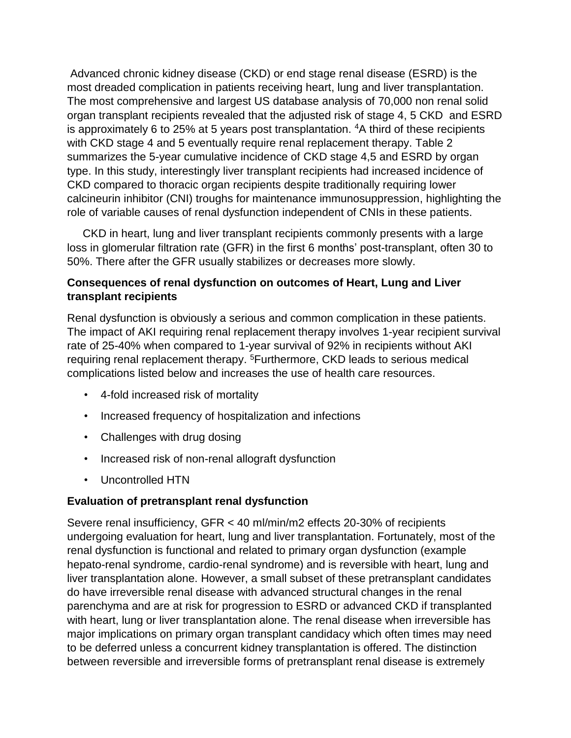Advanced chronic kidney disease (CKD) or end stage renal disease (ESRD) is the most dreaded complication in patients receiving heart, lung and liver transplantation. The most comprehensive and largest US database analysis of 70,000 non renal solid organ transplant recipients revealed that the adjusted risk of stage 4, 5 CKD and ESRD is approximately 6 to 25% at 5 years post transplantation. [4]A third of these recipients with CKD stage 4 and 5 eventually require renal replacement therapy. Table 2 summarizes the 5-year cumulative incidence of CKD stage 4,5 and ESRD by organ type. In this study, interestingly liver transplant recipients had increased incidence of CKD compared to thoracic organ recipients despite traditionally requiring lower calcineurin inhibitor (CNI) troughs for maintenance immunosuppression, highlighting the role of variable causes of renal dysfunction independent of CNIs in these patients.

CKD in heart, lung and liver transplant recipients commonly presents with a large loss in glomerular filtration rate (GFR) in the first 6 months' post-transplant, often 30 to 50%. There after the GFR usually stabilizes or decreases more slowly.

### Consequences of renal dysfunction on outcomes of Heart, Lung and Liver transplant recipients

Renal dysfunction is obviously a serious and common complication in these patients. The impact of AKI requiring renal replacement therapy involves 1-year recipient survival rate of 25-40% when compared to 1-year survival of 92% in recipients without AKI requiring renal replacement therapy. [5]Furthermore, CKD leads to serious medical complications listed below and increases the use of health care resources.

- 4-fold increased risk of mortality
- Increased frequency of hospitalization and infections
- Challenges with drug dosing
- Increased risk of non-renal allograft dysfunction
- Uncontrolled HTN

### Evaluation of pretransplant renal dysfunction

Severe renal insufficiency, GFR < 40 ml/min/m2 effects 20-30% of recipients undergoing evaluation for heart, lung and liver transplantation. Fortunately, most of the renal dysfunction is functional and related to primary organ dysfunction (example hepato-renal syndrome, cardio-renal syndrome) and is reversible with heart, lung and liver transplantation alone. However, a small subset of these pretransplant candidates do have irreversible renal disease with advanced structural changes in the renal parenchyma and are at risk for progression to ESRD or advanced CKD if transplanted with heart, lung or liver transplantation alone. The renal disease when irreversible has major implications on primary organ transplant candidacy which often times may need to be deferred unless a concurrent kidney transplantation is offered. The distinction between reversible and irreversible forms of pretransplant renal disease is extremely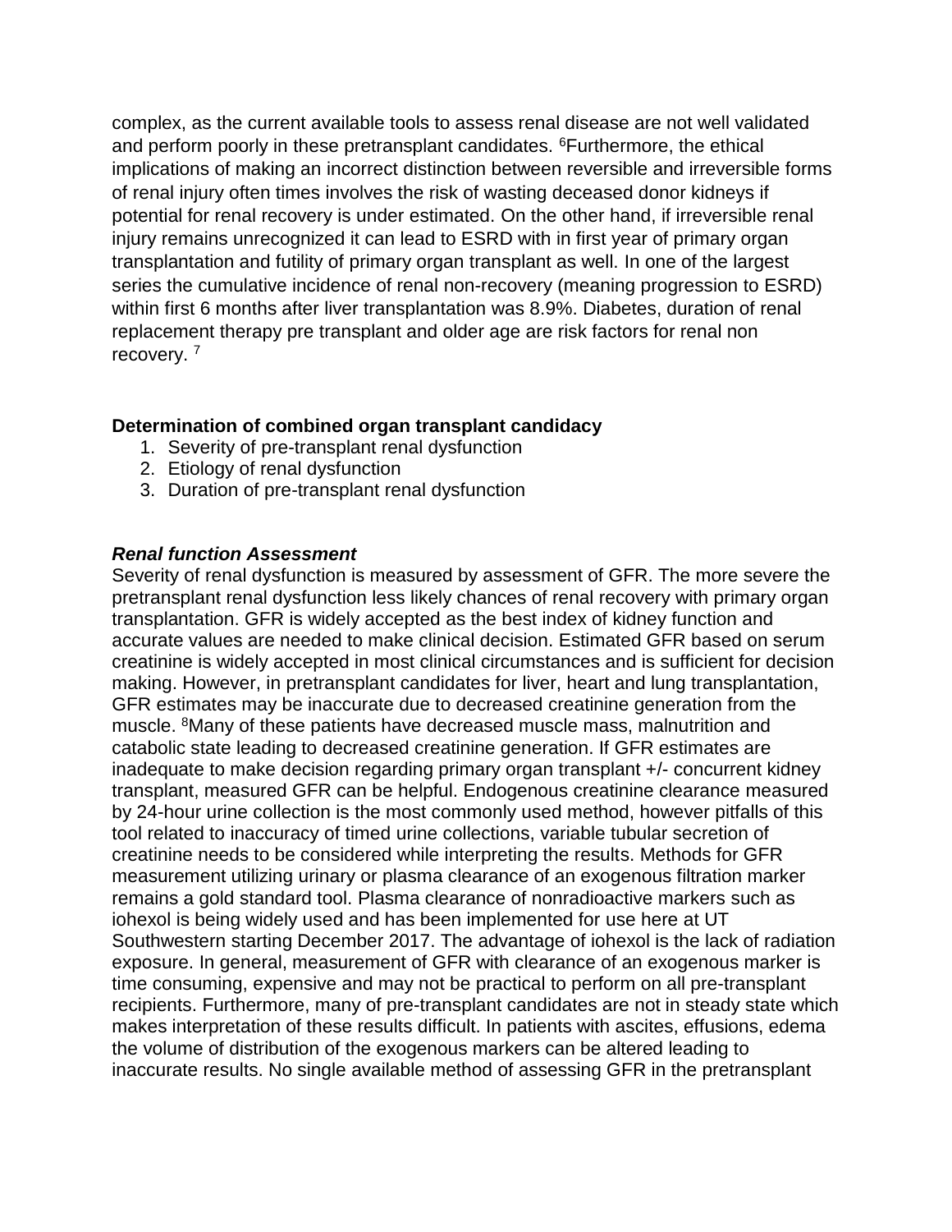complex, as the current available tools to assess renal disease are not well validated and perform poorly in these pretransplant candidates. [6]Furthermore, the ethical implications of making an incorrect distinction between reversible and irreversible forms of renal injury often times involves the risk of wasting deceased donor kidneys if potential for renal recovery is under estimated. On the other hand, if irreversible renal injury remains unrecognized it can lead to ESRD with in first year of primary organ transplantation and futility of primary organ transplant as well. In one of the largest series the cumulative incidence of renal non-recovery (meaning progression to ESRD) within first 6 months after liver transplantation was 8.9%. Diabetes, duration of renal replacement therapy pre transplant and older age are risk factors for renal non recovery. [7]

**Determination of combined organ transplant candidacy**

1. Severity of pre-transplant renal dysfunction
2. Etiology of renal dysfunction
3. Duration of pre-transplant renal dysfunction

***Renal function Assessment***

Severity of renal dysfunction is measured by assessment of GFR. The more severe the pretransplant renal dysfunction less likely chances of renal recovery with primary organ transplantation. GFR is widely accepted as the best index of kidney function and accurate values are needed to make clinical decision. Estimated GFR based on serum creatinine is widely accepted in most clinical circumstances and is sufficient for decision making. However, in pretransplant candidates for liver, heart and lung transplantation, GFR estimates may be inaccurate due to decreased creatinine generation from the muscle. [8]Many of these patients have decreased muscle mass, malnutrition and catabolic state leading to decreased creatinine generation. If GFR estimates are inadequate to make decision regarding primary organ transplant +/- concurrent kidney transplant, measured GFR can be helpful. Endogenous creatinine clearance measured by 24-hour urine collection is the most commonly used method, however pitfalls of this tool related to inaccuracy of timed urine collections, variable tubular secretion of creatinine needs to be considered while interpreting the results. Methods for GFR measurement utilizing urinary or plasma clearance of an exogenous filtration marker remains a gold standard tool. Plasma clearance of nonradioactive markers such as iohexol is being widely used and has been implemented for use here at UT Southwestern starting December 2017. The advantage of iohexol is the lack of radiation exposure. In general, measurement of GFR with clearance of an exogenous marker is time consuming, expensive and may not be practical to perform on all pre-transplant recipients. Furthermore, many of pre-transplant candidates are not in steady state which makes interpretation of these results difficult. In patients with ascites, effusions, edema the volume of distribution of the exogenous markers can be altered leading to inaccurate results. No single available method of assessing GFR in the pretransplant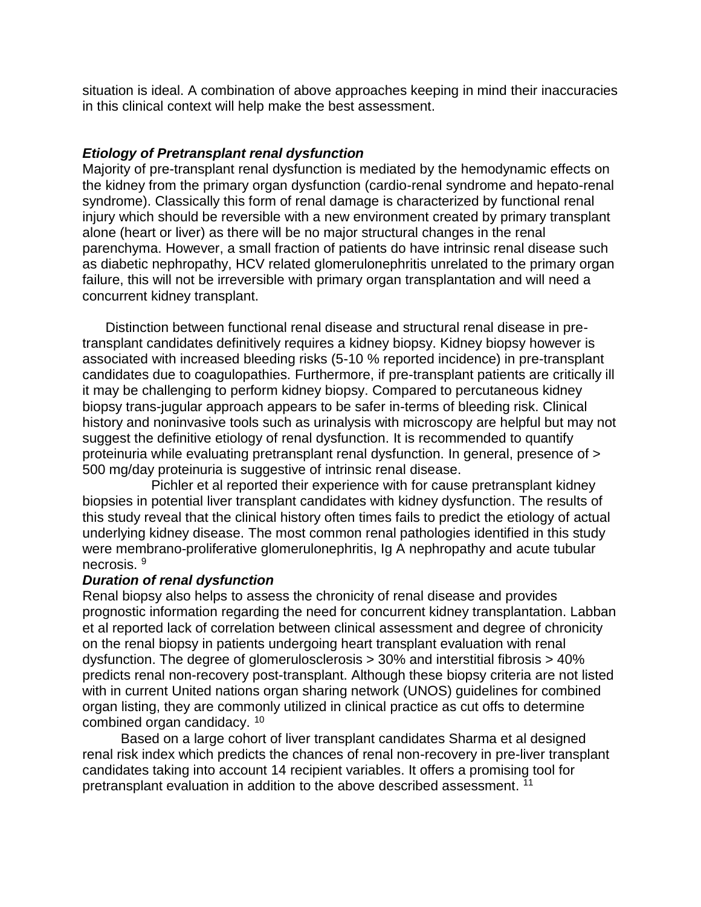situation is ideal. A combination of above approaches keeping in mind their inaccuracies in this clinical context will help make the best assessment.

### *Etiology of Pretransplant renal dysfunction*

Majority of pre-transplant renal dysfunction is mediated by the hemodynamic effects on the kidney from the primary organ dysfunction (cardio-renal syndrome and hepato-renal syndrome). Classically this form of renal damage is characterized by functional renal injury which should be reversible with a new environment created by primary transplant alone (heart or liver) as there will be no major structural changes in the renal parenchyma. However, a small fraction of patients do have intrinsic renal disease such as diabetic nephropathy, HCV related glomerulonephritis unrelated to the primary organ failure, this will not be irreversible with primary organ transplantation and will need a concurrent kidney transplant.

Distinction between functional renal disease and structural renal disease in pre-transplant candidates definitively requires a kidney biopsy. Kidney biopsy however is associated with increased bleeding risks (5-10 % reported incidence) in pre-transplant candidates due to coagulopathies. Furthermore, if pre-transplant patients are critically ill it may be challenging to perform kidney biopsy. Compared to percutaneous kidney biopsy trans-jugular approach appears to be safer in-terms of bleeding risk. Clinical history and noninvasive tools such as urinalysis with microscopy are helpful but may not suggest the definitive etiology of renal dysfunction. It is recommended to quantify proteinuria while evaluating pretransplant renal dysfunction. In general, presence of > 500 mg/day proteinuria is suggestive of intrinsic renal disease.

Pichler et al reported their experience with for cause pretransplant kidney biopsies in potential liver transplant candidates with kidney dysfunction. The results of this study reveal that the clinical history often times fails to predict the etiology of actual underlying kidney disease. The most common renal pathologies identified in this study were membrano-proliferative glomerulonephritis, Ig A nephropathy and acute tubular necrosis. [9]

### *Duration of renal dysfunction*

Renal biopsy also helps to assess the chronicity of renal disease and provides prognostic information regarding the need for concurrent kidney transplantation. Labban et al reported lack of correlation between clinical assessment and degree of chronicity on the renal biopsy in patients undergoing heart transplant evaluation with renal dysfunction. The degree of glomerulosclerosis > 30% and interstitial fibrosis > 40% predicts renal non-recovery post-transplant. Although these biopsy criteria are not listed with in current United nations organ sharing network (UNOS) guidelines for combined organ listing, they are commonly utilized in clinical practice as cut offs to determine combined organ candidacy. [10]

Based on a large cohort of liver transplant candidates Sharma et al designed renal risk index which predicts the chances of renal non-recovery in pre-liver transplant candidates taking into account 14 recipient variables. It offers a promising tool for pretransplant evaluation in addition to the above described assessment. [11]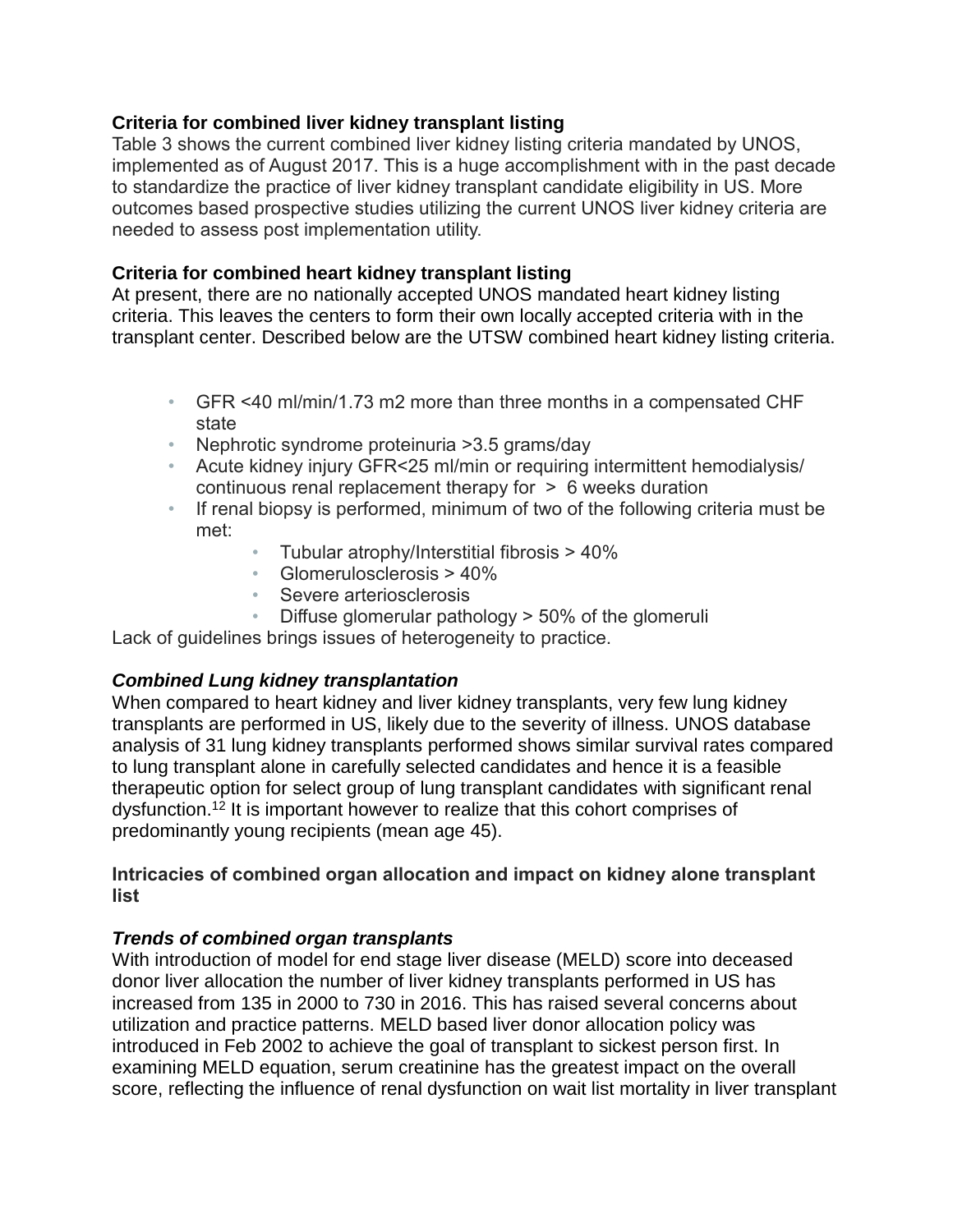**Criteria for combined liver kidney transplant listing**

Table 3 shows the current combined liver kidney listing criteria mandated by UNOS, implemented as of August 2017. This is a huge accomplishment with in the past decade to standardize the practice of liver kidney transplant candidate eligibility in US. More outcomes based prospective studies utilizing the current UNOS liver kidney criteria are needed to assess post implementation utility.

**Criteria for combined heart kidney transplant listing**

At present, there are no nationally accepted UNOS mandated heart kidney listing criteria. This leaves the centers to form their own locally accepted criteria with in the transplant center. Described below are the UTSW combined heart kidney listing criteria.

- GFR <40 ml/min/1.73 m2 more than three months in a compensated CHF state
- Nephrotic syndrome proteinuria >3.5 grams/day
- Acute kidney injury GFR<25 ml/min or requiring intermittent hemodialysis/ continuous renal replacement therapy for > 6 weeks duration
- If renal biopsy is performed, minimum of two of the following criteria must be met:
    - Tubular atrophy/Interstitial fibrosis > 40%
    - Glomerulosclerosis > 40%
    - Severe arteriosclerosis
    - Diffuse glomerular pathology > 50% of the glomeruli

Lack of guidelines brings issues of heterogeneity to practice.

***Combined Lung kidney transplantation***

When compared to heart kidney and liver kidney transplants, very few lung kidney transplants are performed in US, likely due to the severity of illness. UNOS database analysis of 31 lung kidney transplants performed shows similar survival rates compared to lung transplant alone in carefully selected candidates and hence it is a feasible therapeutic option for select group of lung transplant candidates with significant renal dysfunction.[12] It is important however to realize that this cohort comprises of predominantly young recipients (mean age 45).

**Intricacies of combined organ allocation and impact on kidney alone transplant list**

***Trends of combined organ transplants***

With introduction of model for end stage liver disease (MELD) score into deceased donor liver allocation the number of liver kidney transplants performed in US has increased from 135 in 2000 to 730 in 2016. This has raised several concerns about utilization and practice patterns. MELD based liver donor allocation policy was introduced in Feb 2002 to achieve the goal of transplant to sickest person first. In examining MELD equation, serum creatinine has the greatest impact on the overall score, reflecting the influence of renal dysfunction on wait list mortality in liver transplant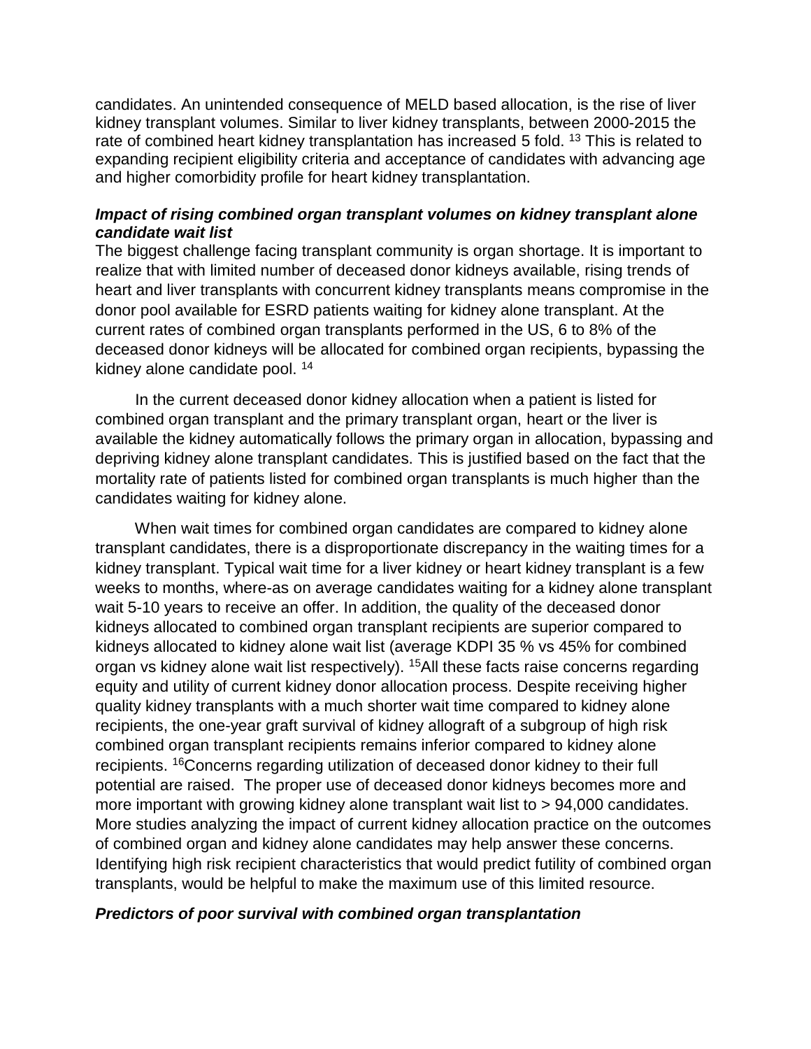candidates. An unintended consequence of MELD based allocation, is the rise of liver kidney transplant volumes. Similar to liver kidney transplants, between 2000-2015 the rate of combined heart kidney transplantation has increased 5 fold. [13] This is related to expanding recipient eligibility criteria and acceptance of candidates with advancing age and higher comorbidity profile for heart kidney transplantation.

### *Impact of rising combined organ transplant volumes on kidney transplant alone candidate wait list*

The biggest challenge facing transplant community is organ shortage. It is important to realize that with limited number of deceased donor kidneys available, rising trends of heart and liver transplants with concurrent kidney transplants means compromise in the donor pool available for ESRD patients waiting for kidney alone transplant. At the current rates of combined organ transplants performed in the US, 6 to 8% of the deceased donor kidneys will be allocated for combined organ recipients, bypassing the kidney alone candidate pool. [14]

In the current deceased donor kidney allocation when a patient is listed for combined organ transplant and the primary transplant organ, heart or the liver is available the kidney automatically follows the primary organ in allocation, bypassing and depriving kidney alone transplant candidates. This is justified based on the fact that the mortality rate of patients listed for combined organ transplants is much higher than the candidates waiting for kidney alone.

When wait times for combined organ candidates are compared to kidney alone transplant candidates, there is a disproportionate discrepancy in the waiting times for a kidney transplant. Typical wait time for a liver kidney or heart kidney transplant is a few weeks to months, where-as on average candidates waiting for a kidney alone transplant wait 5-10 years to receive an offer. In addition, the quality of the deceased donor kidneys allocated to combined organ transplant recipients are superior compared to kidneys allocated to kidney alone wait list (average KDPI 35 % vs 45% for combined organ vs kidney alone wait list respectively). [15]All these facts raise concerns regarding equity and utility of current kidney donor allocation process. Despite receiving higher quality kidney transplants with a much shorter wait time compared to kidney alone recipients, the one-year graft survival of kidney allograft of a subgroup of high risk combined organ transplant recipients remains inferior compared to kidney alone recipients. [16]Concerns regarding utilization of deceased donor kidney to their full potential are raised. The proper use of deceased donor kidneys becomes more and more important with growing kidney alone transplant wait list to > 94,000 candidates. More studies analyzing the impact of current kidney allocation practice on the outcomes of combined organ and kidney alone candidates may help answer these concerns. Identifying high risk recipient characteristics that would predict futility of combined organ transplants, would be helpful to make the maximum use of this limited resource.

### *Predictors of poor survival with combined organ transplantation*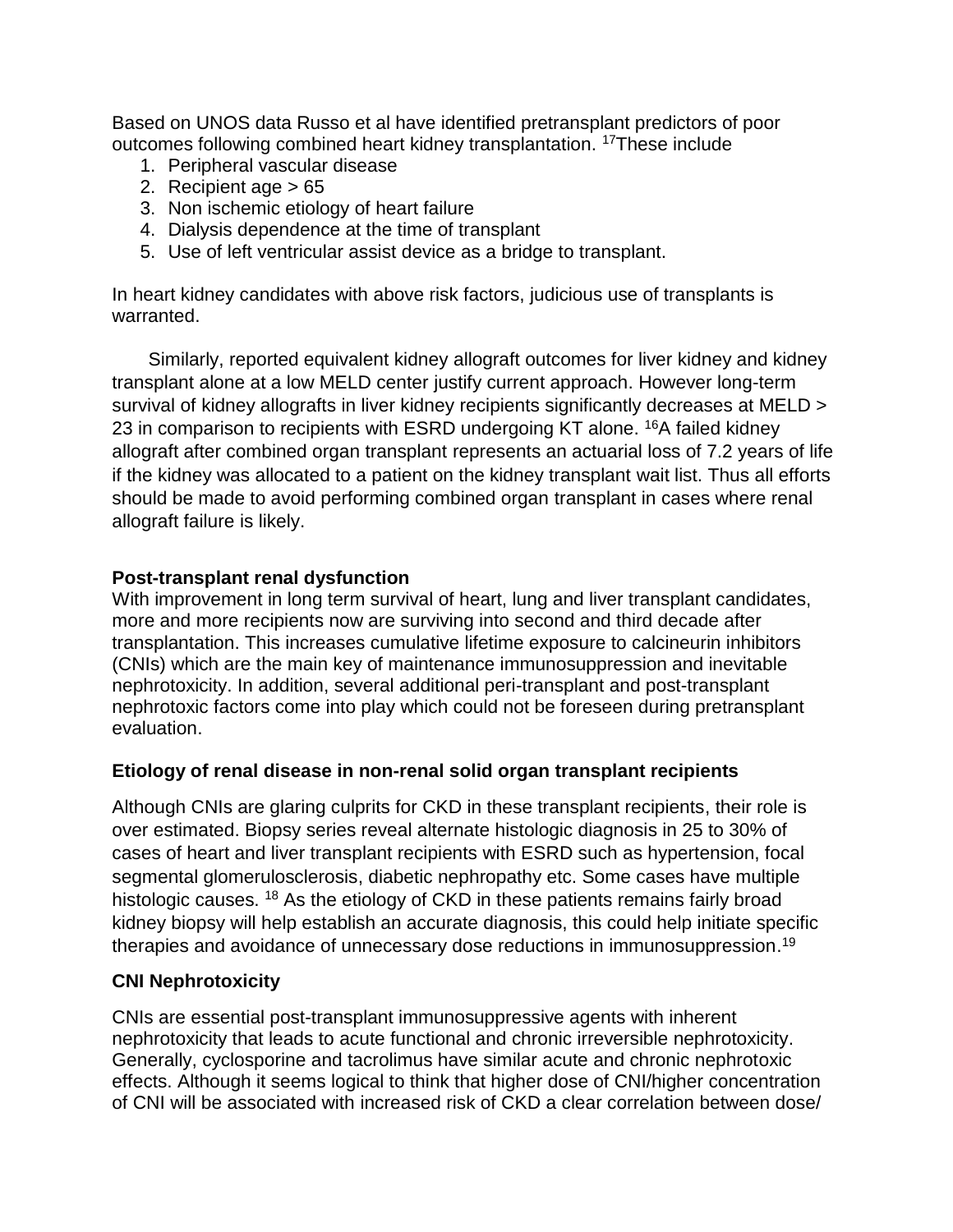Based on UNOS data Russo et al have identified pretransplant predictors of poor outcomes following combined heart kidney transplantation. [17]These include

1. Peripheral vascular disease
2. Recipient age > 65
3. Non ischemic etiology of heart failure
4. Dialysis dependence at the time of transplant
5. Use of left ventricular assist device as a bridge to transplant.

In heart kidney candidates with above risk factors, judicious use of transplants is warranted.

Similarly, reported equivalent kidney allograft outcomes for liver kidney and kidney transplant alone at a low MELD center justify current approach. However long-term survival of kidney allografts in liver kidney recipients significantly decreases at MELD > 23 in comparison to recipients with ESRD undergoing KT alone. [16]A failed kidney allograft after combined organ transplant represents an actuarial loss of 7.2 years of life if the kidney was allocated to a patient on the kidney transplant wait list. Thus all efforts should be made to avoid performing combined organ transplant in cases where renal allograft failure is likely.

**Post-transplant renal dysfunction**

With improvement in long term survival of heart, lung and liver transplant candidates, more and more recipients now are surviving into second and third decade after transplantation. This increases cumulative lifetime exposure to calcineurin inhibitors (CNIs) which are the main key of maintenance immunosuppression and inevitable nephrotoxicity. In addition, several additional peri-transplant and post-transplant nephrotoxic factors come into play which could not be foreseen during pretransplant evaluation.

**Etiology of renal disease in non-renal solid organ transplant recipients**

Although CNIs are glaring culprits for CKD in these transplant recipients, their role is over estimated. Biopsy series reveal alternate histologic diagnosis in 25 to 30% of cases of heart and liver transplant recipients with ESRD such as hypertension, focal segmental glomerulosclerosis, diabetic nephropathy etc. Some cases have multiple histologic causes. [18] As the etiology of CKD in these patients remains fairly broad kidney biopsy will help establish an accurate diagnosis, this could help initiate specific therapies and avoidance of unnecessary dose reductions in immunosuppression.[19]

**CNI Nephrotoxicity**

CNIs are essential post-transplant immunosuppressive agents with inherent nephrotoxicity that leads to acute functional and chronic irreversible nephrotoxicity. Generally, cyclosporine and tacrolimus have similar acute and chronic nephrotoxic effects. Although it seems logical to think that higher dose of CNI/higher concentration of CNI will be associated with increased risk of CKD a clear correlation between dose/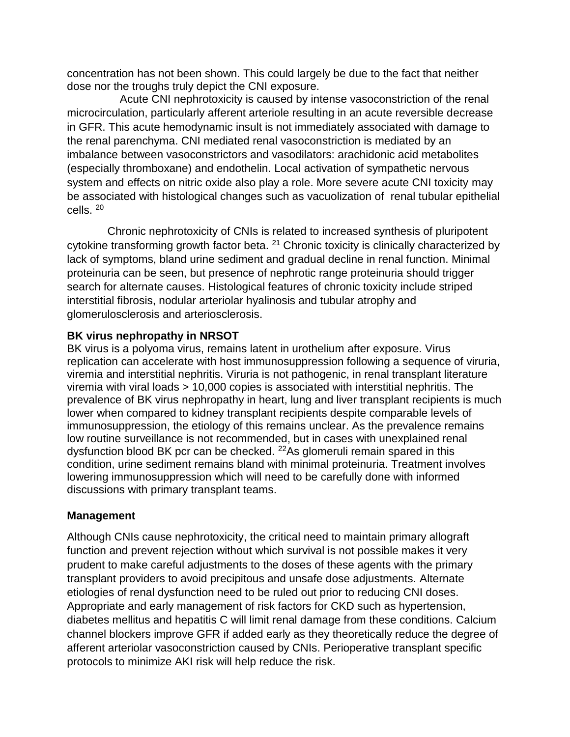concentration has not been shown. This could largely be due to the fact that neither dose nor the troughs truly depict the CNI exposure.

Acute CNI nephrotoxicity is caused by intense vasoconstriction of the renal microcirculation, particularly afferent arteriole resulting in an acute reversible decrease in GFR. This acute hemodynamic insult is not immediately associated with damage to the renal parenchyma. CNI mediated renal vasoconstriction is mediated by an imbalance between vasoconstrictors and vasodilators: arachidonic acid metabolites (especially thromboxane) and endothelin. Local activation of sympathetic nervous system and effects on nitric oxide also play a role. More severe acute CNI toxicity may be associated with histological changes such as vacuolization of renal tubular epithelial cells. [20]

Chronic nephrotoxicity of CNIs is related to increased synthesis of pluripotent cytokine transforming growth factor beta. [21] Chronic toxicity is clinically characterized by lack of symptoms, bland urine sediment and gradual decline in renal function. Minimal proteinuria can be seen, but presence of nephrotic range proteinuria should trigger search for alternate causes. Histological features of chronic toxicity include striped interstitial fibrosis, nodular arteriolar hyalinosis and tubular atrophy and glomerulosclerosis and arteriosclerosis.

**BK virus nephropathy in NRSOT**

BK virus is a polyoma virus, remains latent in urothelium after exposure. Virus replication can accelerate with host immunosuppression following a sequence of viruria, viremia and interstitial nephritis. Viruria is not pathogenic, in renal transplant literature viremia with viral loads > 10,000 copies is associated with interstitial nephritis. The prevalence of BK virus nephropathy in heart, lung and liver transplant recipients is much lower when compared to kidney transplant recipients despite comparable levels of immunosuppression, the etiology of this remains unclear. As the prevalence remains low routine surveillance is not recommended, but in cases with unexplained renal dysfunction blood BK pcr can be checked. [22]As glomeruli remain spared in this condition, urine sediment remains bland with minimal proteinuria. Treatment involves lowering immunosuppression which will need to be carefully done with informed discussions with primary transplant teams.

**Management**

Although CNIs cause nephrotoxicity, the critical need to maintain primary allograft function and prevent rejection without which survival is not possible makes it very prudent to make careful adjustments to the doses of these agents with the primary transplant providers to avoid precipitous and unsafe dose adjustments. Alternate etiologies of renal dysfunction need to be ruled out prior to reducing CNI doses. Appropriate and early management of risk factors for CKD such as hypertension, diabetes mellitus and hepatitis C will limit renal damage from these conditions. Calcium channel blockers improve GFR if added early as they theoretically reduce the degree of afferent arteriolar vasoconstriction caused by CNIs. Perioperative transplant specific protocols to minimize AKI risk will help reduce the risk.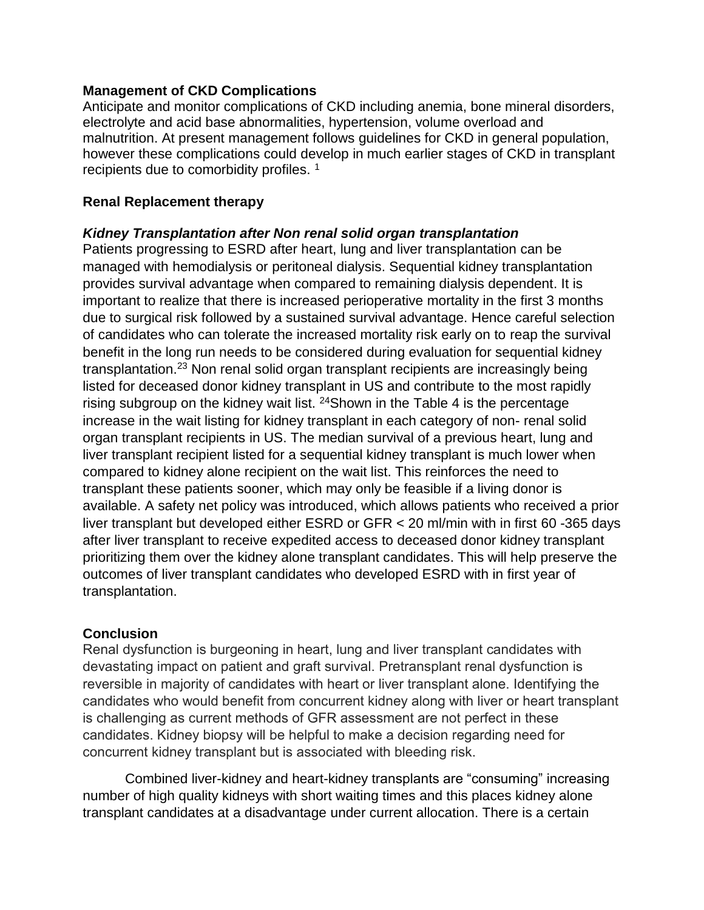**Management of CKD Complications**

Anticipate and monitor complications of CKD including anemia, bone mineral disorders, electrolyte and acid base abnormalities, hypertension, volume overload and malnutrition. At present management follows guidelines for CKD in general population, however these complications could develop in much earlier stages of CKD in transplant recipients due to comorbidity profiles. [1]

**Renal Replacement therapy**

***Kidney Transplantation after Non renal solid organ transplantation***

Patients progressing to ESRD after heart, lung and liver transplantation can be managed with hemodialysis or peritoneal dialysis. Sequential kidney transplantation provides survival advantage when compared to remaining dialysis dependent. It is important to realize that there is increased perioperative mortality in the first 3 months due to surgical risk followed by a sustained survival advantage. Hence careful selection of candidates who can tolerate the increased mortality risk early on to reap the survival benefit in the long run needs to be considered during evaluation for sequential kidney transplantation.[23] Non renal solid organ transplant recipients are increasingly being listed for deceased donor kidney transplant in US and contribute to the most rapidly rising subgroup on the kidney wait list. [24]Shown in the Table 4 is the percentage increase in the wait listing for kidney transplant in each category of non- renal solid organ transplant recipients in US. The median survival of a previous heart, lung and liver transplant recipient listed for a sequential kidney transplant is much lower when compared to kidney alone recipient on the wait list. This reinforces the need to transplant these patients sooner, which may only be feasible if a living donor is available. A safety net policy was introduced, which allows patients who received a prior liver transplant but developed either ESRD or GFR < 20 ml/min with in first 60 -365 days after liver transplant to receive expedited access to deceased donor kidney transplant prioritizing them over the kidney alone transplant candidates. This will help preserve the outcomes of liver transplant candidates who developed ESRD with in first year of transplantation.

**Conclusion**

Renal dysfunction is burgeoning in heart, lung and liver transplant candidates with devastating impact on patient and graft survival. Pretransplant renal dysfunction is reversible in majority of candidates with heart or liver transplant alone. Identifying the candidates who would benefit from concurrent kidney along with liver or heart transplant is challenging as current methods of GFR assessment are not perfect in these candidates. Kidney biopsy will be helpful to make a decision regarding need for concurrent kidney transplant but is associated with bleeding risk.

Combined liver-kidney and heart-kidney transplants are "consuming" increasing number of high quality kidneys with short waiting times and this places kidney alone transplant candidates at a disadvantage under current allocation. There is a certain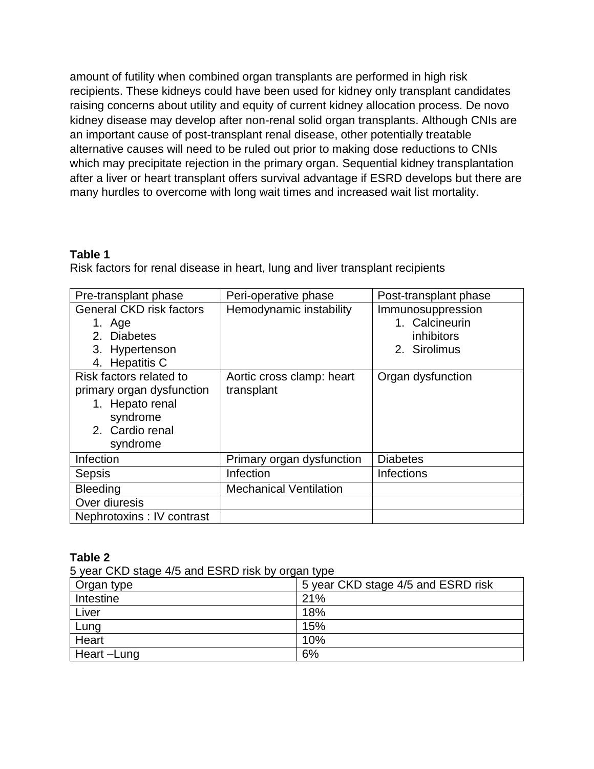amount of futility when combined organ transplants are performed in high risk recipients. These kidneys could have been used for kidney only transplant candidates raising concerns about utility and equity of current kidney allocation process. De novo kidney disease may develop after non-renal solid organ transplants. Although CNIs are an important cause of post-transplant renal disease, other potentially treatable alternative causes will need to be ruled out prior to making dose reductions to CNIs which may precipitate rejection in the primary organ. Sequential kidney transplantation after a liver or heart transplant offers survival advantage if ESRD develops but there are many hurdles to overcome with long wait times and increased wait list mortality.

**Table 1**

Risk factors for renal disease in heart, lung and liver transplant recipients

| Pre-transplant phase | Peri-operative phase | Post-transplant phase |
|---|---|---|
| General CKD risk factors<br>1. Age<br>2. Diabetes<br>3. Hypertenson<br>4. Hepatitis C | Hemodynamic instability | Immunosuppression<br>1. Calcineurin inhibitors<br>2. Sirolimus |
| Risk factors related to primary organ dysfunction<br>1. Hepato renal syndrome<br>2. Cardio renal syndrome | Aortic cross clamp: heart transplant | Organ dysfunction |
| Infection | Primary organ dysfunction | Diabetes |
| Sepsis | Infection | Infections |
| Bleeding | Mechanical Ventilation | |
| Over diuresis | | |
| Nephrotoxins : IV contrast | | |

**Table 2**

5 year CKD stage 4/5 and ESRD risk by organ type

| Organ type | 5 year CKD stage 4/5 and ESRD risk |
|---|---|
| Intestine | 21% |
| Liver | 18% |
| Lung | 15% |
| Heart | 10% |
| Heart –Lung | 6% |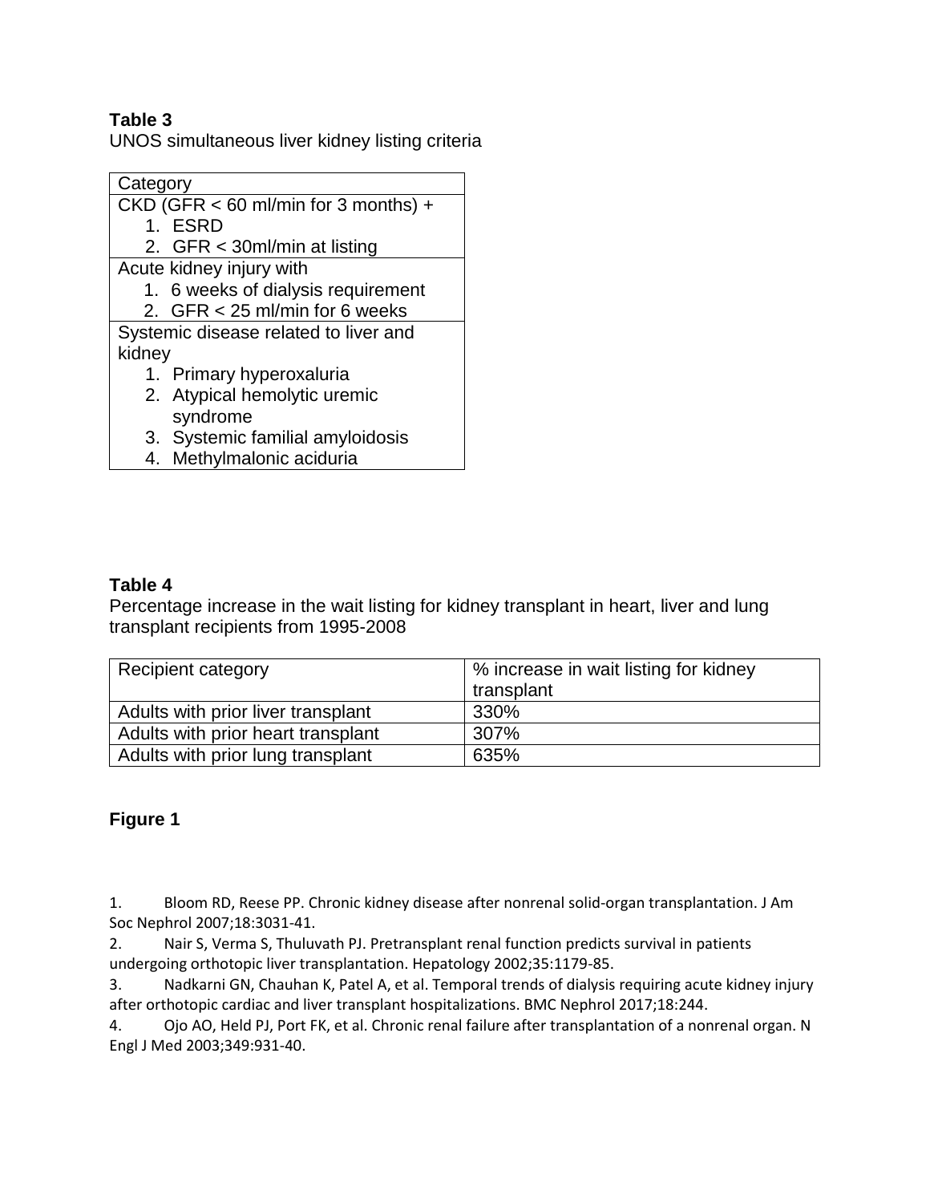**Table 3**

UNOS simultaneous liver kidney listing criteria

| Category |
|---|
| CKD (GFR < 60 ml/min for 3 months) +<br>1. ESRD<br>2. GFR < 30ml/min at listing |
| Acute kidney injury with<br>1. 6 weeks of dialysis requirement<br>2. GFR < 25 ml/min for 6 weeks |
| Systemic disease related to liver and kidney<br>1. Primary hyperoxaluria<br>2. Atypical hemolytic uremic syndrome<br>3. Systemic familial amyloidosis<br>4. Methylmalonic aciduria |

**Table 4**

Percentage increase in the wait listing for kidney transplant in heart, liver and lung transplant recipients from 1995-2008

| Recipient category | % increase in wait listing for kidney transplant |
|---|---|
| Adults with prior liver transplant | 330% |
| Adults with prior heart transplant | 307% |
| Adults with prior lung transplant | 635% |

**Figure 1**

1. Bloom RD, Reese PP. Chronic kidney disease after nonrenal solid-organ transplantation. J Am Soc Nephrol 2007;18:3031-41.
2. Nair S, Verma S, Thuluvath PJ. Pretransplant renal function predicts survival in patients undergoing orthotopic liver transplantation. Hepatology 2002;35:1179-85.
3. Nadkarni GN, Chauhan K, Patel A, et al. Temporal trends of dialysis requiring acute kidney injury after orthotopic cardiac and liver transplant hospitalizations. BMC Nephrol 2017;18:244.
4. Ojo AO, Held PJ, Port FK, et al. Chronic renal failure after transplantation of a nonrenal organ. N Engl J Med 2003;349:931-40.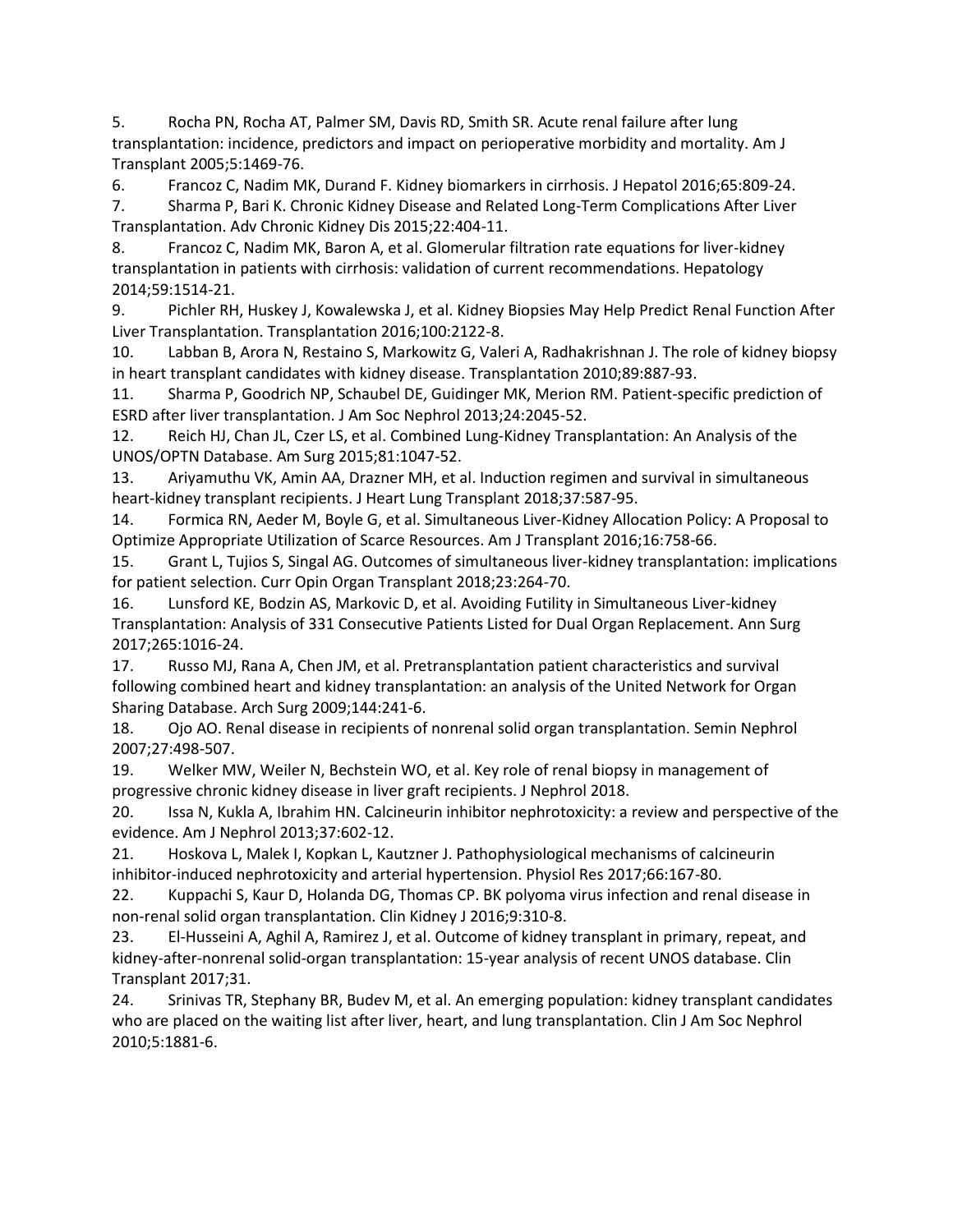5. Rocha PN, Rocha AT, Palmer SM, Davis RD, Smith SR. Acute renal failure after lung transplantation: incidence, predictors and impact on perioperative morbidity and mortality. Am J Transplant 2005;5:1469-76.
6. Francoz C, Nadim MK, Durand F. Kidney biomarkers in cirrhosis. J Hepatol 2016;65:809-24.
7. Sharma P, Bari K. Chronic Kidney Disease and Related Long-Term Complications After Liver Transplantation. Adv Chronic Kidney Dis 2015;22:404-11.
8. Francoz C, Nadim MK, Baron A, et al. Glomerular filtration rate equations for liver-kidney transplantation in patients with cirrhosis: validation of current recommendations. Hepatology 2014;59:1514-21.
9. Pichler RH, Huskey J, Kowalewska J, et al. Kidney Biopsies May Help Predict Renal Function After Liver Transplantation. Transplantation 2016;100:2122-8.
10. Labban B, Arora N, Restaino S, Markowitz G, Valeri A, Radhakrishnan J. The role of kidney biopsy in heart transplant candidates with kidney disease. Transplantation 2010;89:887-93.
11. Sharma P, Goodrich NP, Schaubel DE, Guidinger MK, Merion RM. Patient-specific prediction of ESRD after liver transplantation. J Am Soc Nephrol 2013;24:2045-52.
12. Reich HJ, Chan JL, Czer LS, et al. Combined Lung-Kidney Transplantation: An Analysis of the UNOS/OPTN Database. Am Surg 2015;81:1047-52.
13. Ariyamuthu VK, Amin AA, Drazner MH, et al. Induction regimen and survival in simultaneous heart-kidney transplant recipients. J Heart Lung Transplant 2018;37:587-95.
14. Formica RN, Aeder M, Boyle G, et al. Simultaneous Liver-Kidney Allocation Policy: A Proposal to Optimize Appropriate Utilization of Scarce Resources. Am J Transplant 2016;16:758-66.
15. Grant L, Tujios S, Singal AG. Outcomes of simultaneous liver-kidney transplantation: implications for patient selection. Curr Opin Organ Transplant 2018;23:264-70.
16. Lunsford KE, Bodzin AS, Markovic D, et al. Avoiding Futility in Simultaneous Liver-kidney Transplantation: Analysis of 331 Consecutive Patients Listed for Dual Organ Replacement. Ann Surg 2017;265:1016-24.
17. Russo MJ, Rana A, Chen JM, et al. Pretransplantation patient characteristics and survival following combined heart and kidney transplantation: an analysis of the United Network for Organ Sharing Database. Arch Surg 2009;144:241-6.
18. Ojo AO. Renal disease in recipients of nonrenal solid organ transplantation. Semin Nephrol 2007;27:498-507.
19. Welker MW, Weiler N, Bechstein WO, et al. Key role of renal biopsy in management of progressive chronic kidney disease in liver graft recipients. J Nephrol 2018.
20. Issa N, Kukla A, Ibrahim HN. Calcineurin inhibitor nephrotoxicity: a review and perspective of the evidence. Am J Nephrol 2013;37:602-12.
21. Hoskova L, Malek I, Kopkan L, Kautzner J. Pathophysiological mechanisms of calcineurin inhibitor-induced nephrotoxicity and arterial hypertension. Physiol Res 2017;66:167-80.
22. Kuppachi S, Kaur D, Holanda DG, Thomas CP. BK polyoma virus infection and renal disease in non-renal solid organ transplantation. Clin Kidney J 2016;9:310-8.
23. El-Husseini A, Aghil A, Ramirez J, et al. Outcome of kidney transplant in primary, repeat, and kidney-after-nonrenal solid-organ transplantation: 15-year analysis of recent UNOS database. Clin Transplant 2017;31.
24. Srinivas TR, Stephany BR, Budev M, et al. An emerging population: kidney transplant candidates who are placed on the waiting list after liver, heart, and lung transplantation. Clin J Am Soc Nephrol 2010;5:1881-6.